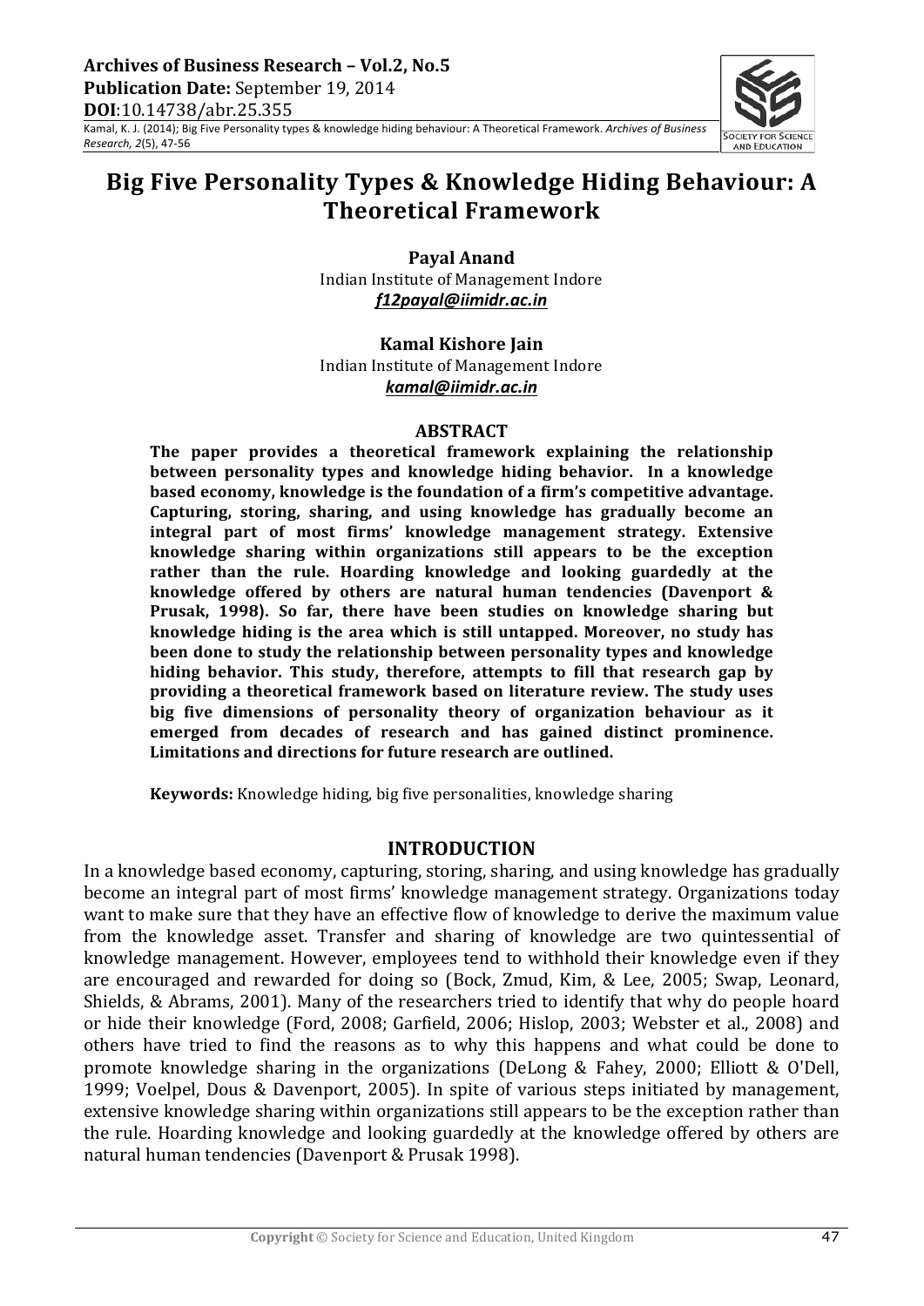# Big Five Personality Types & Knowledge Hiding Behaviour: A Theoretical Framework

**Payal Anand**
Indian Institute of Management Indore
***f12payal@iimidr.ac.in***

**Kamal Kishore Jain**
Indian Institute of Management Indore
***kamal@iimidr.ac.in***

## ABSTRACT

**The paper provides a theoretical framework explaining the relationship between personality types and knowledge hiding behavior. In a knowledge based economy, knowledge is the foundation of a firm's competitive advantage. Capturing, storing, sharing, and using knowledge has gradually become an integral part of most firms' knowledge management strategy. Extensive knowledge sharing within organizations still appears to be the exception rather than the rule. Hoarding knowledge and looking guardedly at the knowledge offered by others are natural human tendencies (Davenport & Prusak, 1998). So far, there have been studies on knowledge sharing but knowledge hiding is the area which is still untapped. Moreover, no study has been done to study the relationship between personality types and knowledge hiding behavior. This study, therefore, attempts to fill that research gap by providing a theoretical framework based on literature review. The study uses big five dimensions of personality theory of organization behaviour as it emerged from decades of research and has gained distinct prominence. Limitations and directions for future research are outlined.**

**Keywords:** Knowledge hiding, big five personalities, knowledge sharing

## INTRODUCTION

In a knowledge based economy, capturing, storing, sharing, and using knowledge has gradually become an integral part of most firms' knowledge management strategy. Organizations today want to make sure that they have an effective flow of knowledge to derive the maximum value from the knowledge asset. Transfer and sharing of knowledge are two quintessential of knowledge management. However, employees tend to withhold their knowledge even if they are encouraged and rewarded for doing so (Bock, Zmud, Kim, & Lee, 2005; Swap, Leonard, Shields, & Abrams, 2001). Many of the researchers tried to identify that why do people hoard or hide their knowledge (Ford, 2008; Garfield, 2006; Hislop, 2003; Webster et al., 2008) and others have tried to find the reasons as to why this happens and what could be done to promote knowledge sharing in the organizations (DeLong & Fahey, 2000; Elliott & O'Dell, 1999; Voelpel, Dous & Davenport, 2005). In spite of various steps initiated by management, extensive knowledge sharing within organizations still appears to be the exception rather than the rule. Hoarding knowledge and looking guardedly at the knowledge offered by others are natural human tendencies (Davenport & Prusak 1998).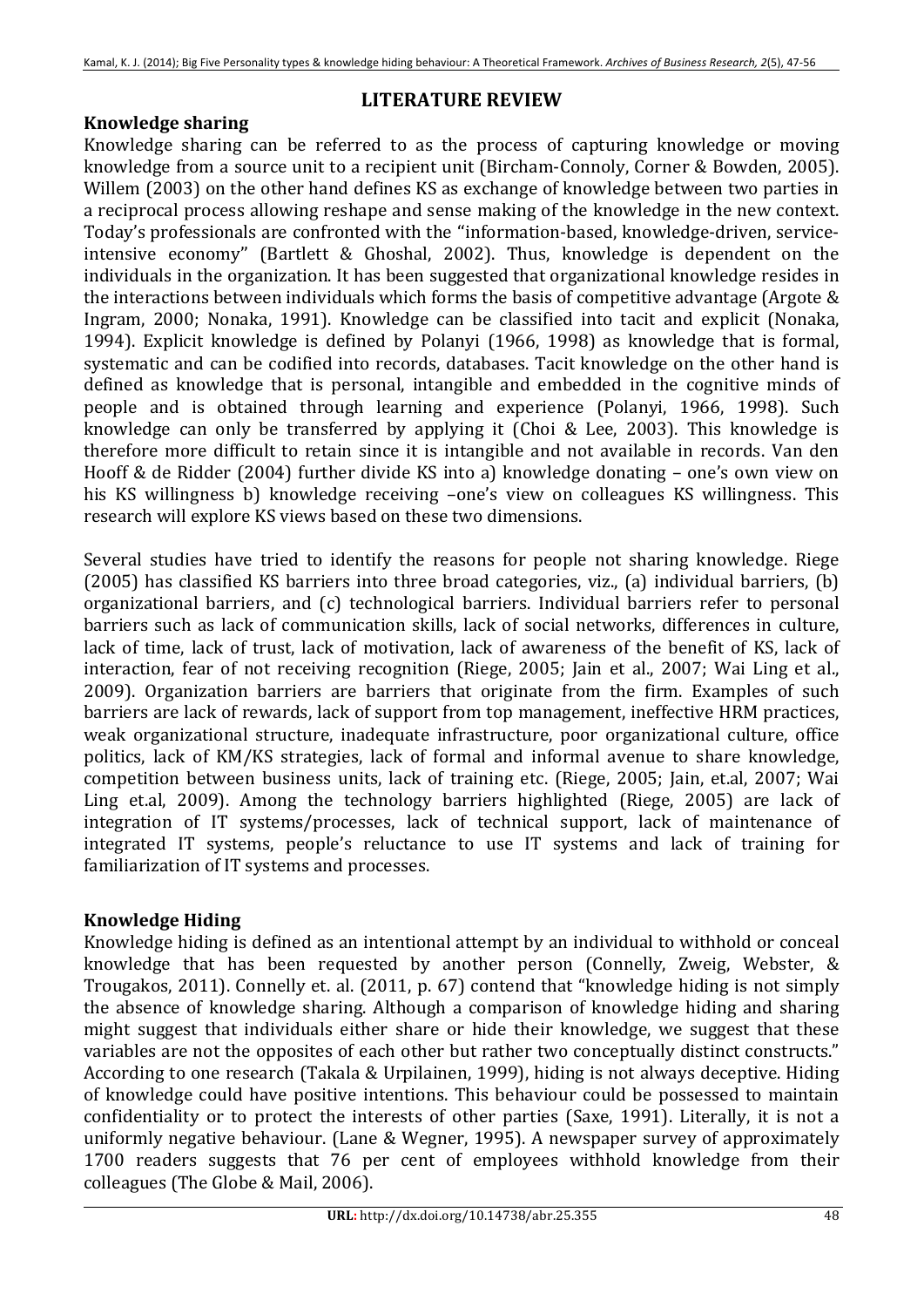## LITERATURE REVIEW

### Knowledge sharing

Knowledge sharing can be referred to as the process of capturing knowledge or moving knowledge from a source unit to a recipient unit (Bircham-Connoly, Corner & Bowden, 2005). Willem (2003) on the other hand defines KS as exchange of knowledge between two parties in a reciprocal process allowing reshape and sense making of the knowledge in the new context. Today's professionals are confronted with the "information-based, knowledge-driven, service-intensive economy" (Bartlett & Ghoshal, 2002). Thus, knowledge is dependent on the individuals in the organization. It has been suggested that organizational knowledge resides in the interactions between individuals which forms the basis of competitive advantage (Argote & Ingram, 2000; Nonaka, 1991). Knowledge can be classified into tacit and explicit (Nonaka, 1994). Explicit knowledge is defined by Polanyi (1966, 1998) as knowledge that is formal, systematic and can be codified into records, databases. Tacit knowledge on the other hand is defined as knowledge that is personal, intangible and embedded in the cognitive minds of people and is obtained through learning and experience (Polanyi, 1966, 1998). Such knowledge can only be transferred by applying it (Choi & Lee, 2003). This knowledge is therefore more difficult to retain since it is intangible and not available in records. Van den Hooff & de Ridder (2004) further divide KS into a) knowledge donating – one's own view on his KS willingness b) knowledge receiving –one's view on colleagues KS willingness. This research will explore KS views based on these two dimensions.

Several studies have tried to identify the reasons for people not sharing knowledge. Riege (2005) has classified KS barriers into three broad categories, viz., (a) individual barriers, (b) organizational barriers, and (c) technological barriers. Individual barriers refer to personal barriers such as lack of communication skills, lack of social networks, differences in culture, lack of time, lack of trust, lack of motivation, lack of awareness of the benefit of KS, lack of interaction, fear of not receiving recognition (Riege, 2005; Jain et al., 2007; Wai Ling et al., 2009). Organization barriers are barriers that originate from the firm. Examples of such barriers are lack of rewards, lack of support from top management, ineffective HRM practices, weak organizational structure, inadequate infrastructure, poor organizational culture, office politics, lack of KM/KS strategies, lack of formal and informal avenue to share knowledge, competition between business units, lack of training etc. (Riege, 2005; Jain, et.al, 2007; Wai Ling et.al, 2009). Among the technology barriers highlighted (Riege, 2005) are lack of integration of IT systems/processes, lack of technical support, lack of maintenance of integrated IT systems, people's reluctance to use IT systems and lack of training for familiarization of IT systems and processes.

### Knowledge Hiding

Knowledge hiding is defined as an intentional attempt by an individual to withhold or conceal knowledge that has been requested by another person (Connelly, Zweig, Webster, & Trougakos, 2011). Connelly et. al. (2011, p. 67) contend that "knowledge hiding is not simply the absence of knowledge sharing. Although a comparison of knowledge hiding and sharing might suggest that individuals either share or hide their knowledge, we suggest that these variables are not the opposites of each other but rather two conceptually distinct constructs." According to one research (Takala & Urpilainen, 1999), hiding is not always deceptive. Hiding of knowledge could have positive intentions. This behaviour could be possessed to maintain confidentiality or to protect the interests of other parties (Saxe, 1991). Literally, it is not a uniformly negative behaviour. (Lane & Wegner, 1995). A newspaper survey of approximately 1700 readers suggests that 76 per cent of employees withhold knowledge from their colleagues (The Globe & Mail, 2006).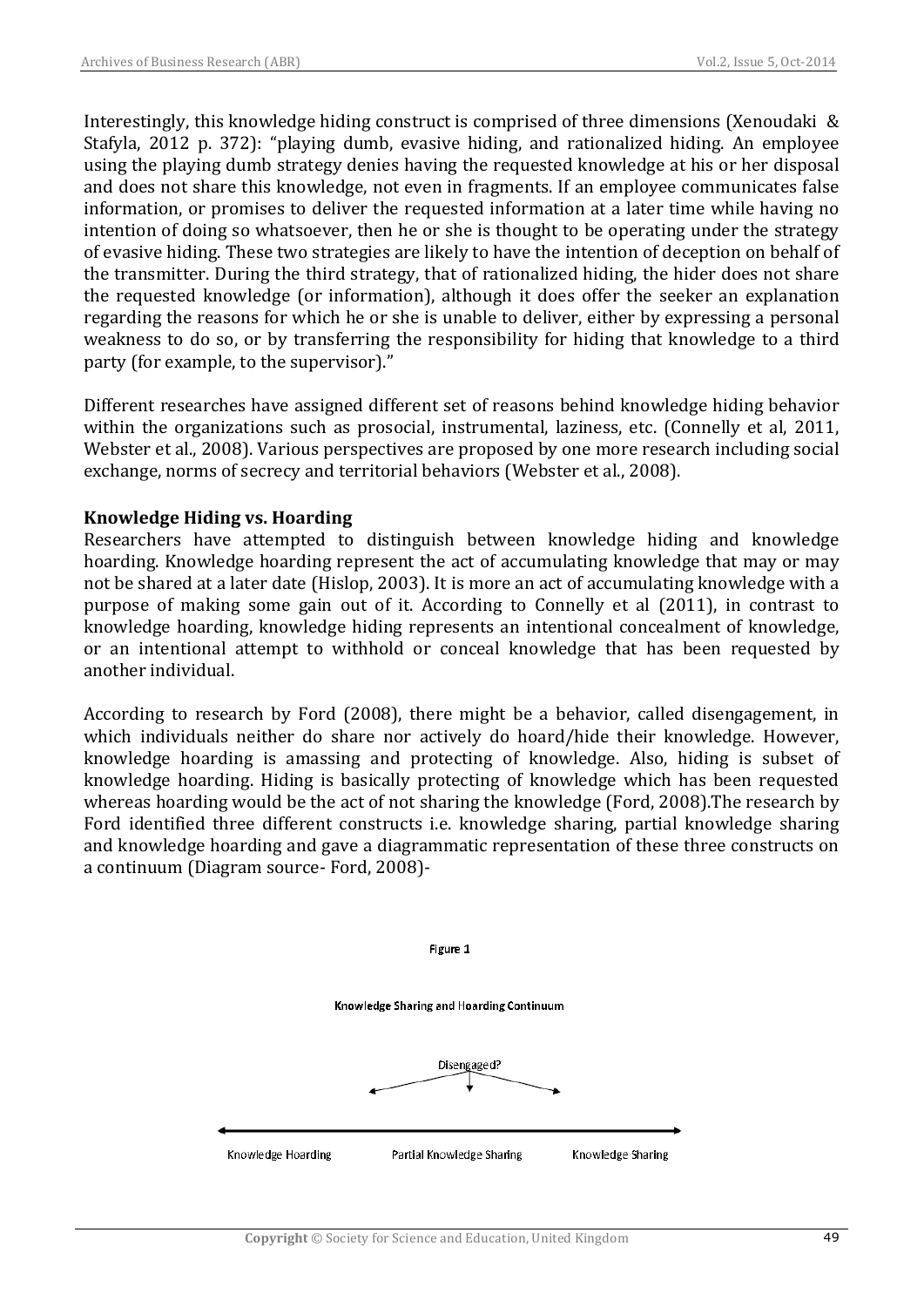Interestingly, this knowledge hiding construct is comprised of three dimensions (Xenoudaki & Stafyla, 2012 p. 372): "playing dumb, evasive hiding, and rationalized hiding. An employee using the playing dumb strategy denies having the requested knowledge at his or her disposal and does not share this knowledge, not even in fragments. If an employee communicates false information, or promises to deliver the requested information at a later time while having no intention of doing so whatsoever, then he or she is thought to be operating under the strategy of evasive hiding. These two strategies are likely to have the intention of deception on behalf of the transmitter. During the third strategy, that of rationalized hiding, the hider does not share the requested knowledge (or information), although it does offer the seeker an explanation regarding the reasons for which he or she is unable to deliver, either by expressing a personal weakness to do so, or by transferring the responsibility for hiding that knowledge to a third party (for example, to the supervisor)."

Different researches have assigned different set of reasons behind knowledge hiding behavior within the organizations such as prosocial, instrumental, laziness, etc. (Connelly et al, 2011, Webster et al., 2008). Various perspectives are proposed by one more research including social exchange, norms of secrecy and territorial behaviors (Webster et al., 2008).

**Knowledge Hiding vs. Hoarding**

Researchers have attempted to distinguish between knowledge hiding and knowledge hoarding. Knowledge hoarding represent the act of accumulating knowledge that may or may not be shared at a later date (Hislop, 2003). It is more an act of accumulating knowledge with a purpose of making some gain out of it. According to Connelly et al (2011), in contrast to knowledge hoarding, knowledge hiding represents an intentional concealment of knowledge, or an intentional attempt to withhold or conceal knowledge that has been requested by another individual.

According to research by Ford (2008), there might be a behavior, called disengagement, in which individuals neither do share nor actively do hoard/hide their knowledge. However, knowledge hoarding is amassing and protecting of knowledge. Also, hiding is subset of knowledge hoarding. Hiding is basically protecting of knowledge which has been requested whereas hoarding would be the act of not sharing the knowledge (Ford, 2008).The research by Ford identified three different constructs i.e. knowledge sharing, partial knowledge sharing and knowledge hoarding and gave a diagrammatic representation of these three constructs on a continuum (Diagram source- Ford, 2008)-

Figure 1

Knowledge Sharing and Hoarding Continuum

Disengaged?

Knowledge Hoarding — Partial Knowledge Sharing — Knowledge Sharing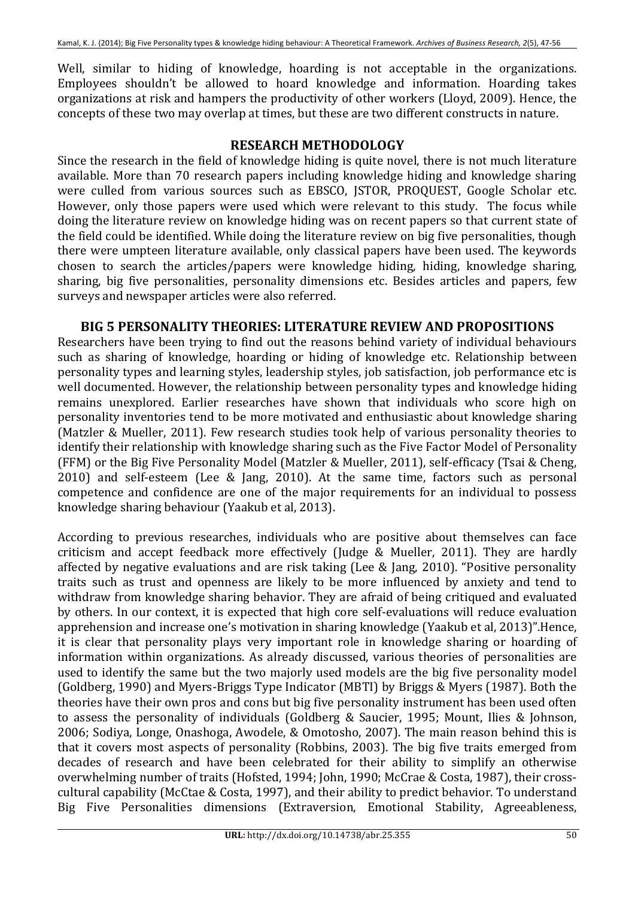Well, similar to hiding of knowledge, hoarding is not acceptable in the organizations. Employees shouldn't be allowed to hoard knowledge and information. Hoarding takes organizations at risk and hampers the productivity of other workers (Lloyd, 2009). Hence, the concepts of these two may overlap at times, but these are two different constructs in nature.

## RESEARCH METHODOLOGY

Since the research in the field of knowledge hiding is quite novel, there is not much literature available. More than 70 research papers including knowledge hiding and knowledge sharing were culled from various sources such as EBSCO, JSTOR, PROQUEST, Google Scholar etc. However, only those papers were used which were relevant to this study. The focus while doing the literature review on knowledge hiding was on recent papers so that current state of the field could be identified. While doing the literature review on big five personalities, though there were umpteen literature available, only classical papers have been used. The keywords chosen to search the articles/papers were knowledge hiding, hiding, knowledge sharing, sharing, big five personalities, personality dimensions etc. Besides articles and papers, few surveys and newspaper articles were also referred.

## BIG 5 PERSONALITY THEORIES: LITERATURE REVIEW AND PROPOSITIONS

Researchers have been trying to find out the reasons behind variety of individual behaviours such as sharing of knowledge, hoarding or hiding of knowledge etc. Relationship between personality types and learning styles, leadership styles, job satisfaction, job performance etc is well documented. However, the relationship between personality types and knowledge hiding remains unexplored. Earlier researches have shown that individuals who score high on personality inventories tend to be more motivated and enthusiastic about knowledge sharing (Matzler & Mueller, 2011). Few research studies took help of various personality theories to identify their relationship with knowledge sharing such as the Five Factor Model of Personality (FFM) or the Big Five Personality Model (Matzler & Mueller, 2011), self-efficacy (Tsai & Cheng, 2010) and self-esteem (Lee & Jang, 2010). At the same time, factors such as personal competence and confidence are one of the major requirements for an individual to possess knowledge sharing behaviour (Yaakub et al, 2013).

According to previous researches, individuals who are positive about themselves can face criticism and accept feedback more effectively (Judge & Mueller, 2011). They are hardly affected by negative evaluations and are risk taking (Lee & Jang, 2010). "Positive personality traits such as trust and openness are likely to be more influenced by anxiety and tend to withdraw from knowledge sharing behavior. They are afraid of being critiqued and evaluated by others. In our context, it is expected that high core self-evaluations will reduce evaluation apprehension and increase one's motivation in sharing knowledge (Yaakub et al, 2013)".Hence, it is clear that personality plays very important role in knowledge sharing or hoarding of information within organizations. As already discussed, various theories of personalities are used to identify the same but the two majorly used models are the big five personality model (Goldberg, 1990) and Myers-Briggs Type Indicator (MBTI) by Briggs & Myers (1987). Both the theories have their own pros and cons but big five personality instrument has been used often to assess the personality of individuals (Goldberg & Saucier, 1995; Mount, Ilies & Johnson, 2006; Sodiya, Longe, Onashoga, Awodele, & Omotosho, 2007). The main reason behind this is that it covers most aspects of personality (Robbins, 2003). The big five traits emerged from decades of research and have been celebrated for their ability to simplify an otherwise overwhelming number of traits (Hofsted, 1994; John, 1990; McCrae & Costa, 1987), their cross-cultural capability (McCtae & Costa, 1997), and their ability to predict behavior. To understand Big Five Personalities dimensions (Extraversion, Emotional Stability, Agreeableness,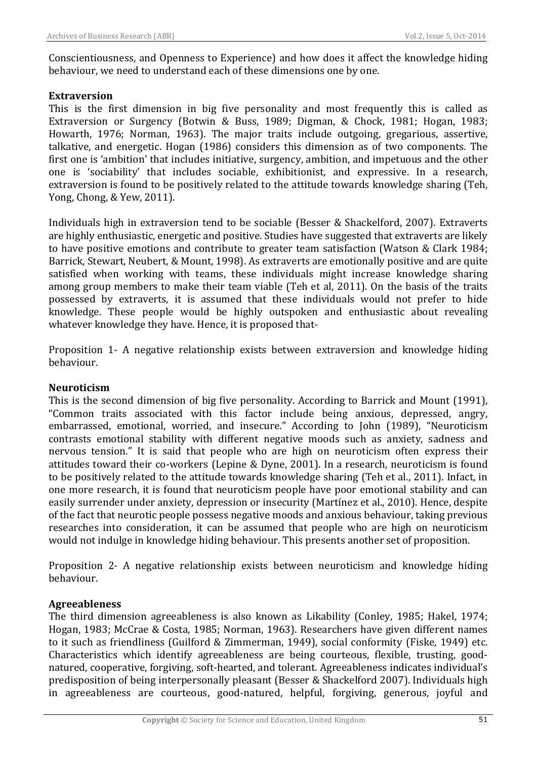Conscientiousness, and Openness to Experience) and how does it affect the knowledge hiding behaviour, we need to understand each of these dimensions one by one.

### Extraversion

This is the first dimension in big five personality and most frequently this is called as Extraversion or Surgency (Botwin & Buss, 1989; Digman, & Chock, 1981; Hogan, 1983; Howarth, 1976; Norman, 1963). The major traits include outgoing, gregarious, assertive, talkative, and energetic. Hogan (1986) considers this dimension as of two components. The first one is 'ambition' that includes initiative, surgency, ambition, and impetuous and the other one is 'sociability' that includes sociable, exhibitionist, and expressive. In a research, extraversion is found to be positively related to the attitude towards knowledge sharing (Teh, Yong, Chong, & Yew, 2011).

Individuals high in extraversion tend to be sociable (Besser & Shackelford, 2007). Extraverts are highly enthusiastic, energetic and positive. Studies have suggested that extraverts are likely to have positive emotions and contribute to greater team satisfaction (Watson & Clark 1984; Barrick, Stewart, Neubert, & Mount, 1998). As extraverts are emotionally positive and are quite satisfied when working with teams, these individuals might increase knowledge sharing among group members to make their team viable (Teh et al, 2011). On the basis of the traits possessed by extraverts, it is assumed that these individuals would not prefer to hide knowledge. These people would be highly outspoken and enthusiastic about revealing whatever knowledge they have. Hence, it is proposed that-

Proposition 1- A negative relationship exists between extraversion and knowledge hiding behaviour.

### Neuroticism

This is the second dimension of big five personality. According to Barrick and Mount (1991), "Common traits associated with this factor include being anxious, depressed, angry, embarrassed, emotional, worried, and insecure." According to John (1989), "Neuroticism contrasts emotional stability with different negative moods such as anxiety, sadness and nervous tension." It is said that people who are high on neuroticism often express their attitudes toward their co-workers (Lepine & Dyne, 2001). In a research, neuroticism is found to be positively related to the attitude towards knowledge sharing (Teh et al., 2011). Infact, in one more research, it is found that neuroticism people have poor emotional stability and can easily surrender under anxiety, depression or insecurity (Martínez et al., 2010). Hence, despite of the fact that neurotic people possess negative moods and anxious behaviour, taking previous researches into consideration, it can be assumed that people who are high on neuroticism would not indulge in knowledge hiding behaviour. This presents another set of proposition.

Proposition 2- A negative relationship exists between neuroticism and knowledge hiding behaviour.

### Agreeableness

The third dimension agreeableness is also known as Likability (Conley, 1985; Hakel, 1974; Hogan, 1983; McCrae & Costa, 1985; Norman, 1963). Researchers have given different names to it such as friendliness (Guilford & Zimmerman, 1949), social conformity (Fiske, 1949) etc. Characteristics which identify agreeableness are being courteous, flexible, trusting, good-natured, cooperative, forgiving, soft-hearted, and tolerant. Agreeableness indicates individual's predisposition of being interpersonally pleasant (Besser & Shackelford 2007). Individuals high in agreeableness are courteous, good-natured, helpful, forgiving, generous, joyful and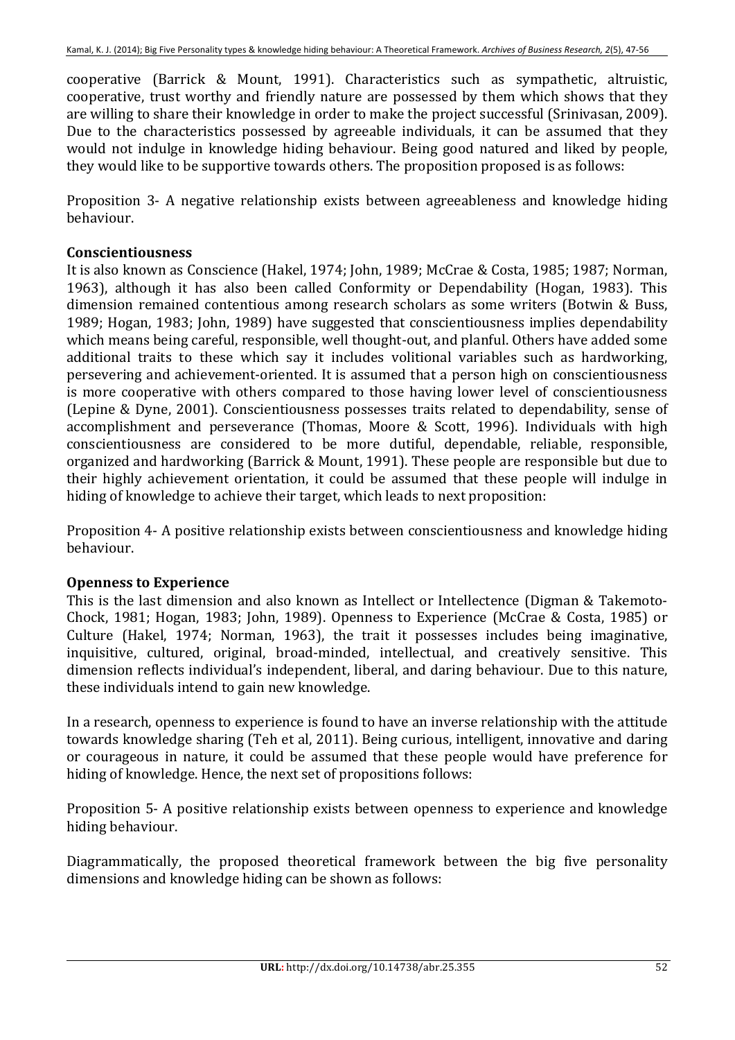cooperative (Barrick & Mount, 1991). Characteristics such as sympathetic, altruistic, cooperative, trust worthy and friendly nature are possessed by them which shows that they are willing to share their knowledge in order to make the project successful (Srinivasan, 2009). Due to the characteristics possessed by agreeable individuals, it can be assumed that they would not indulge in knowledge hiding behaviour. Being good natured and liked by people, they would like to be supportive towards others. The proposition proposed is as follows:

Proposition 3- A negative relationship exists between agreeableness and knowledge hiding behaviour.

### Conscientiousness

It is also known as Conscience (Hakel, 1974; John, 1989; McCrae & Costa, 1985; 1987; Norman, 1963), although it has also been called Conformity or Dependability (Hogan, 1983). This dimension remained contentious among research scholars as some writers (Botwin & Buss, 1989; Hogan, 1983; John, 1989) have suggested that conscientiousness implies dependability which means being careful, responsible, well thought-out, and planful. Others have added some additional traits to these which say it includes volitional variables such as hardworking, persevering and achievement-oriented. It is assumed that a person high on conscientiousness is more cooperative with others compared to those having lower level of conscientiousness (Lepine & Dyne, 2001). Conscientiousness possesses traits related to dependability, sense of accomplishment and perseverance (Thomas, Moore & Scott, 1996). Individuals with high conscientiousness are considered to be more dutiful, dependable, reliable, responsible, organized and hardworking (Barrick & Mount, 1991). These people are responsible but due to their highly achievement orientation, it could be assumed that these people will indulge in hiding of knowledge to achieve their target, which leads to next proposition:

Proposition 4- A positive relationship exists between conscientiousness and knowledge hiding behaviour.

### Openness to Experience

This is the last dimension and also known as Intellect or Intellectence (Digman & Takemoto-Chock, 1981; Hogan, 1983; John, 1989). Openness to Experience (McCrae & Costa, 1985) or Culture (Hakel, 1974; Norman, 1963), the trait it possesses includes being imaginative, inquisitive, cultured, original, broad-minded, intellectual, and creatively sensitive. This dimension reflects individual's independent, liberal, and daring behaviour. Due to this nature, these individuals intend to gain new knowledge.

In a research, openness to experience is found to have an inverse relationship with the attitude towards knowledge sharing (Teh et al, 2011). Being curious, intelligent, innovative and daring or courageous in nature, it could be assumed that these people would have preference for hiding of knowledge. Hence, the next set of propositions follows:

Proposition 5- A positive relationship exists between openness to experience and knowledge hiding behaviour.

Diagrammatically, the proposed theoretical framework between the big five personality dimensions and knowledge hiding can be shown as follows: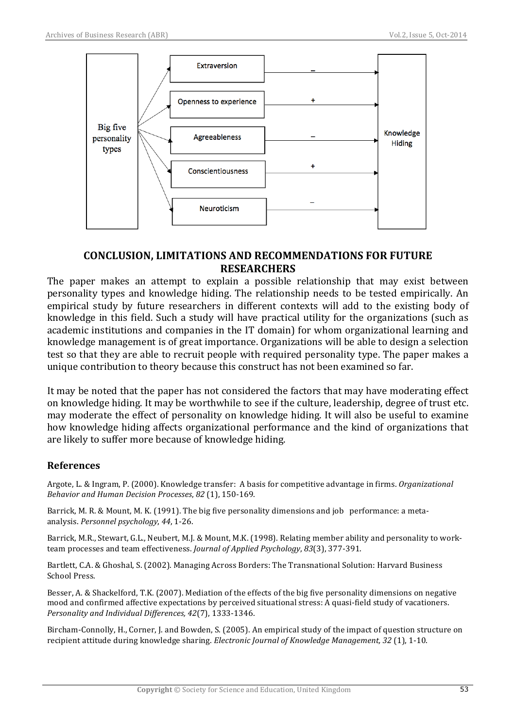## CONCLUSION, LIMITATIONS AND RECOMMENDATIONS FOR FUTURE RESEARCHERS

The paper makes an attempt to explain a possible relationship that may exist between personality types and knowledge hiding. The relationship needs to be tested empirically. An empirical study by future researchers in different contexts will add to the existing body of knowledge in this field. Such a study will have practical utility for the organizations (such as academic institutions and companies in the IT domain) for whom organizational learning and knowledge management is of great importance. Organizations will be able to design a selection test so that they are able to recruit people with required personality type. The paper makes a unique contribution to theory because this construct has not been examined so far.

It may be noted that the paper has not considered the factors that may have moderating effect on knowledge hiding. It may be worthwhile to see if the culture, leadership, degree of trust etc. may moderate the effect of personality on knowledge hiding. It will also be useful to examine how knowledge hiding affects organizational performance and the kind of organizations that are likely to suffer more because of knowledge hiding.

## References

Argote, L. & Ingram, P. (2000). Knowledge transfer: A basis for competitive advantage in firms. *Organizational Behavior and Human Decision Processes*, *82* (1), 150-169.

Barrick, M. R. & Mount, M. K. (1991). The big five personality dimensions and job performance: a meta-analysis. *Personnel psychology*, *44*, 1-26.

Barrick, M.R., Stewart, G.L., Neubert, M.J. & Mount, M.K. (1998). Relating member ability and personality to work-team processes and team effectiveness. *Journal of Applied Psychology*, *83*(3), 377-391.

Bartlett, C.A. & Ghoshal, S. (2002). Managing Across Borders: The Transnational Solution: Harvard Business School Press.

Besser, A. & Shackelford, T.K. (2007). Mediation of the effects of the big five personality dimensions on negative mood and confirmed affective expectations by perceived situational stress: A quasi-field study of vacationers. *Personality and Individual Differences, 42*(7), 1333-1346.

Bircham-Connolly, H., Corner, J. and Bowden, S. (2005). An empirical study of the impact of question structure on recipient attitude during knowledge sharing. *Electronic Journal of Knowledge Management, 32* (1), 1-10.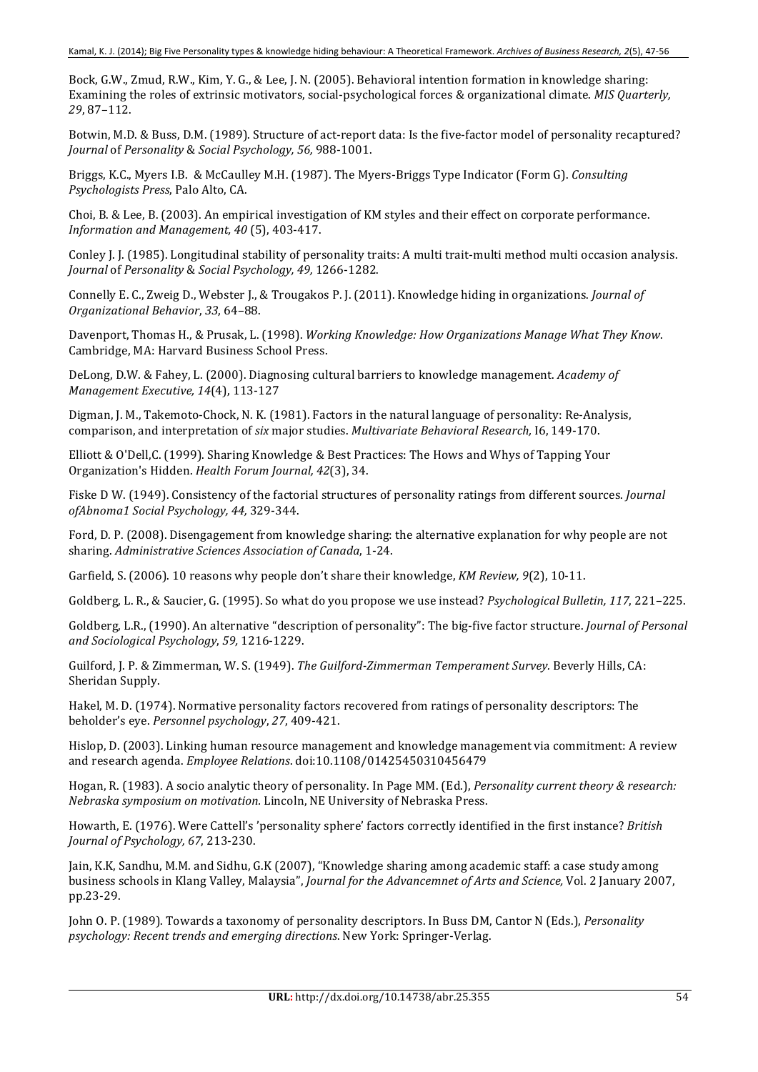Bock, G.W., Zmud, R.W., Kim, Y. G., & Lee, J. N. (2005). Behavioral intention formation in knowledge sharing: Examining the roles of extrinsic motivators, social-psychological forces & organizational climate. *MIS Quarterly, 29*, 87–112.

Botwin, M.D. & Buss, D.M. (1989). Structure of act-report data: Is the five-factor model of personality recaptured? *Journal* of *Personality* & *Social Psychology, 56,* 988-1001.

Briggs, K.C., Myers I.B. & McCaulley M.H. (1987). The Myers-Briggs Type Indicator (Form G). *Consulting Psychologists Press*, Palo Alto, CA.

Choi, B. & Lee, B. (2003). An empirical investigation of KM styles and their effect on corporate performance. *Information and Management, 40* (5), 403-417.

Conley J. J. (1985). Longitudinal stability of personality traits: A multi trait-multi method multi occasion analysis. *Journal* of *Personality* & *Social Psychology, 49,* 1266-1282.

Connelly E. C., Zweig D., Webster J., & Trougakos P. J. (2011). Knowledge hiding in organizations. *Journal of Organizational Behavior*, *33*, 64–88.

Davenport, Thomas H., & Prusak, L. (1998). *Working Knowledge: How Organizations Manage What They Know*. Cambridge, MA: Harvard Business School Press.

DeLong, D.W. & Fahey, L. (2000). Diagnosing cultural barriers to knowledge management. *Academy of Management Executive, 14*(4), 113-127

Digman, J. M., Takemoto-Chock, N. K. (1981). Factors in the natural language of personality: Re-Analysis, comparison, and interpretation of *six* major studies. *Multivariate Behavioral Research,* I6, 149-170.

Elliott & O'Dell,C. (1999). Sharing Knowledge & Best Practices: The Hows and Whys of Tapping Your Organization's Hidden. *Health Forum Journal, 42*(3), 34.

Fiske D W. (1949). Consistency of the factorial structures of personality ratings from different sources. *Journal ofAbnoma1 Social Psychology, 44,* 329-344.

Ford, D. P. (2008). Disengagement from knowledge sharing: the alternative explanation for why people are not sharing. *Administrative Sciences Association of Canada*, 1-24.

Garfield, S. (2006). 10 reasons why people don't share their knowledge, *KM Review, 9*(2), 10-11.

Goldberg, L. R., & Saucier, G. (1995). So what do you propose we use instead? *Psychological Bulletin, 117,* 221–225.

Goldberg, L.R., (1990). An alternative "description of personality": The big-five factor structure. *Journal of Personal and Sociological Psychology*, *59,* 1216-1229.

Guilford, J. P. & Zimmerman, W. S. (1949). *The Guilford-Zimmerman Temperament Survey.* Beverly Hills, CA: Sheridan Supply.

Hakel, M. D. (1974). Normative personality factors recovered from ratings of personality descriptors: The beholder's eye. *Personnel psychology*, *27*, 409-421.

Hislop, D. (2003). Linking human resource management and knowledge management via commitment: A review and research agenda. *Employee Relations*. doi:10.1108/01425450310456479

Hogan, R. (1983). A socio analytic theory of personality. In Page MM. (Ed.), *Personality current theory & research: Nebraska symposium on motivation*. Lincoln, NE University of Nebraska Press.

Howarth, E. (1976). Were Cattell's 'personality sphere' factors correctly identified in the first instance? *British Journal of Psychology, 67*, 213-230.

Jain, K.K, Sandhu, M.M. and Sidhu, G.K (2007), "Knowledge sharing among academic staff: a case study among business schools in Klang Valley, Malaysia", *Journal for the Advancemnet of Arts and Science,* Vol. 2 January 2007, pp.23-29.

John O. P. (1989). Towards a taxonomy of personality descriptors. In Buss DM, Cantor N (Eds.), *Personality psychology: Recent trends and emerging directions*. New York: Springer-Verlag.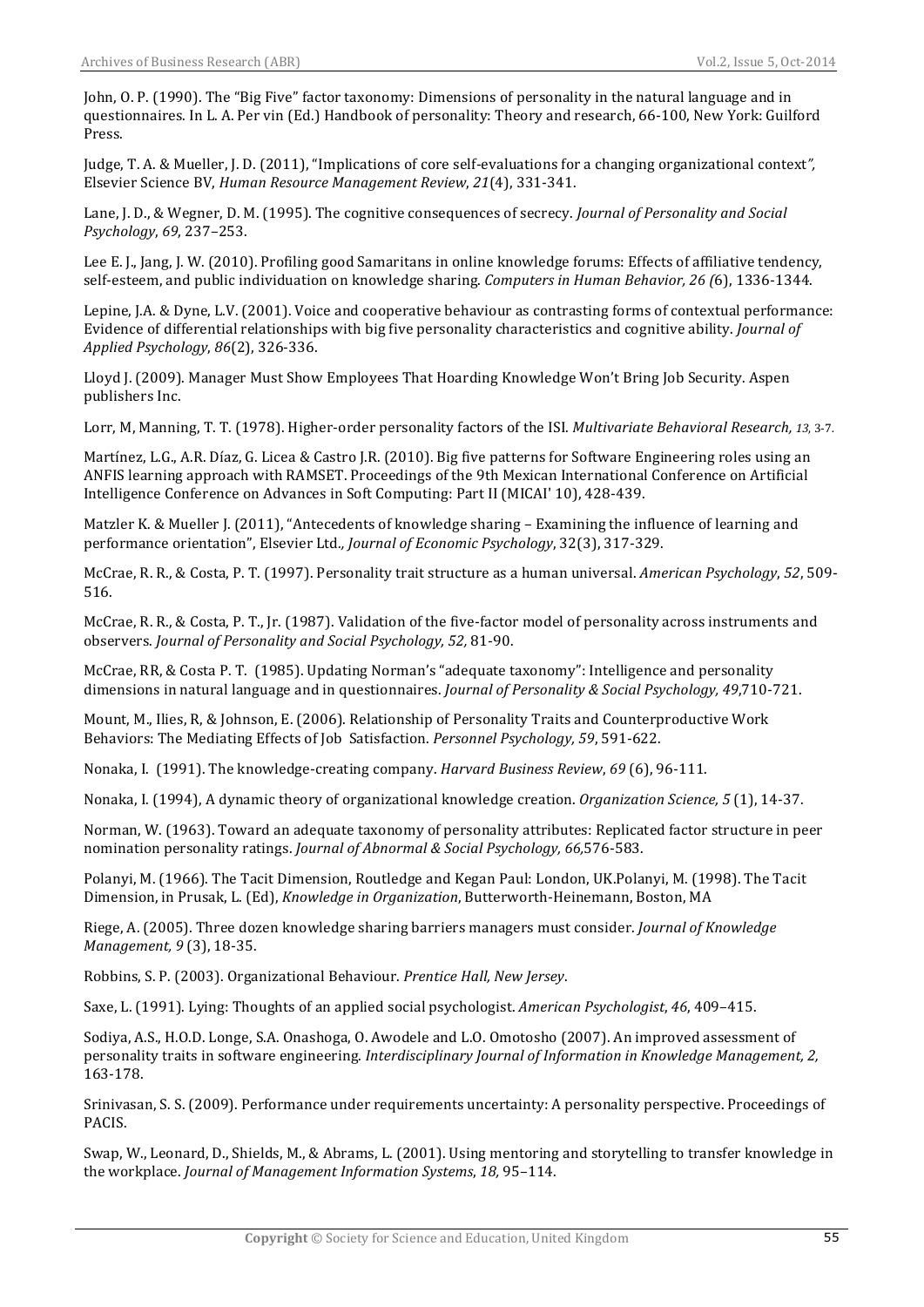John, O. P. (1990). The "Big Five" factor taxonomy: Dimensions of personality in the natural language and in questionnaires. In L. A. Per vin (Ed.) Handbook of personality: Theory and research, 66-100, New York: Guilford Press.

Judge, T. A. & Mueller, J. D. (2011), "Implications of core self-evaluations for a changing organizational context*",* Elsevier Science BV, *Human Resource Management Review*, *21*(4), 331-341.

Lane, J. D., & Wegner, D. M. (1995). The cognitive consequences of secrecy. *Journal of Personality and Social Psychology*, *69*, 237–253.

Lee E. J., Jang, J. W. (2010). Profiling good Samaritans in online knowledge forums: Effects of affiliative tendency, self-esteem, and public individuation on knowledge sharing. *Computers in Human Behavior, 26 (*6), 1336-1344.

Lepine, J.A. & Dyne, L.V. (2001). Voice and cooperative behaviour as contrasting forms of contextual performance: Evidence of differential relationships with big five personality characteristics and cognitive ability. *Journal of Applied Psychology*, *86*(2), 326-336.

Lloyd J. (2009). Manager Must Show Employees That Hoarding Knowledge Won't Bring Job Security. Aspen publishers Inc.

Lorr, M, Manning, T. T. (1978). Higher-order personality factors of the ISI. *Multivariate Behavioral Research, 13,* 3-7.

Martínez, L.G., A.R. Díaz, G. Licea & Castro J.R. (2010). Big five patterns for Software Engineering roles using an ANFIS learning approach with RAMSET. Proceedings of the 9th Mexican International Conference on Artificial Intelligence Conference on Advances in Soft Computing: Part II (MICAI' 10), 428-439.

Matzler K. & Mueller J. (2011), "Antecedents of knowledge sharing – Examining the influence of learning and performance orientation", Elsevier Ltd*., Journal of Economic Psychology*, 32(3), 317-329.

McCrae, R. R., & Costa, P. T. (1997). Personality trait structure as a human universal. *American Psychology*, *52*, 509-516.

McCrae, R. R., & Costa, P. T., Jr. (1987). Validation of the five-factor model of personality across instruments and observers. *Journal of Personality and Social Psychology, 52,* 81-90.

McCrae, RR, & Costa P. T. (1985). Updating Norman's "adequate taxonomy": Intelligence and personality dimensions in natural language and in questionnaires. *Journal of Personality & Social Psychology, 49*,710-721.

Mount, M., Ilies, R, & Johnson, E. (2006). Relationship of Personality Traits and Counterproductive Work Behaviors: The Mediating Effects of Job Satisfaction. *Personnel Psychology, 59*, 591-622.

Nonaka, I. (1991). The knowledge-creating company. *Harvard Business Review*, *69* (6), 96-111.

Nonaka, I. (1994), A dynamic theory of organizational knowledge creation. *Organization Science, 5* (1), 14-37.

Norman, W. (1963). Toward an adequate taxonomy of personality attributes: Replicated factor structure in peer nomination personality ratings. *Journal of Abnormal & Social Psychology, 66,*576-583.

Polanyi, M. (1966). The Tacit Dimension, Routledge and Kegan Paul: London, UK.Polanyi, M. (1998). The Tacit Dimension, in Prusak, L. (Ed), *Knowledge in Organization*, Butterworth-Heinemann, Boston, MA

Riege, A. (2005). Three dozen knowledge sharing barriers managers must consider. *Journal of Knowledge Management, 9* (3), 18-35.

Robbins, S. P. (2003). Organizational Behaviour. *Prentice Hall, New Jersey*.

Saxe, L. (1991). Lying: Thoughts of an applied social psychologist. *American Psychologist*, *46*, 409–415.

Sodiya, A.S., H.O.D. Longe, S.A. Onashoga, O. Awodele and L.O. Omotosho (2007). An improved assessment of personality traits in software engineering. *Interdisciplinary Journal of Information in Knowledge Management, 2,* 163-178.

Srinivasan, S. S. (2009). Performance under requirements uncertainty: A personality perspective. Proceedings of PACIS.

Swap, W., Leonard, D., Shields, M., & Abrams, L. (2001). Using mentoring and storytelling to transfer knowledge in the workplace. *Journal of Management Information Systems*, *18,* 95–114.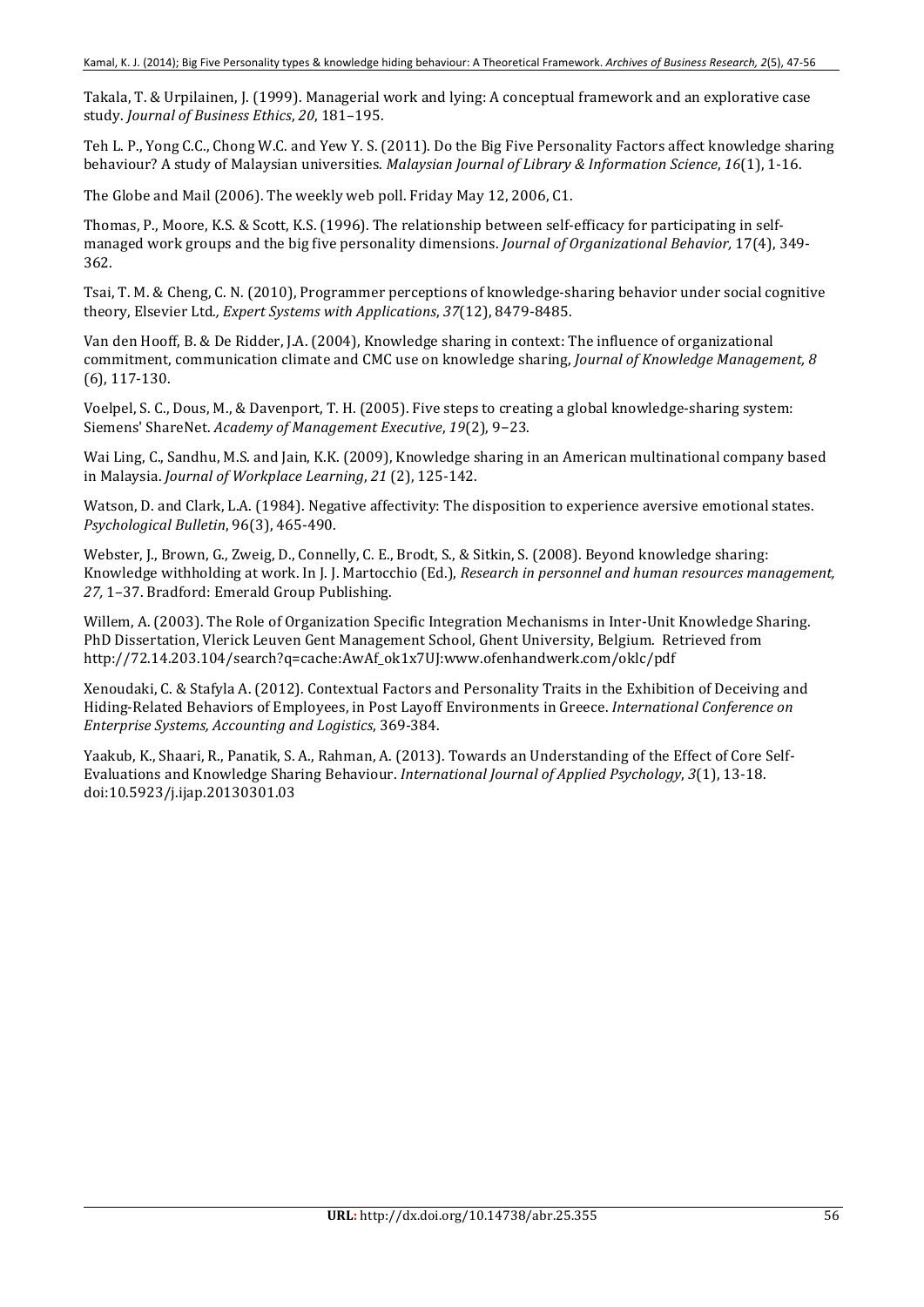Takala, T. & Urpilainen, J. (1999). Managerial work and lying: A conceptual framework and an explorative case study. *Journal of Business Ethics*, *20*, 181–195.

Teh L. P., Yong C.C., Chong W.C. and Yew Y. S. (2011). Do the Big Five Personality Factors affect knowledge sharing behaviour? A study of Malaysian universities. *Malaysian Journal of Library & Information Science*, *16*(1), 1-16.

The Globe and Mail (2006). The weekly web poll. Friday May 12, 2006, C1.

Thomas, P., Moore, K.S. & Scott, K.S. (1996). The relationship between self-efficacy for participating in self-managed work groups and the big five personality dimensions. *Journal of Organizational Behavior,* 17(4), 349-362.

Tsai, T. M. & Cheng, C. N. (2010), Programmer perceptions of knowledge-sharing behavior under social cognitive theory, Elsevier Ltd*., Expert Systems with Applications*, *37*(12), 8479-8485.

Van den Hooff, B. & De Ridder, J.A. (2004), Knowledge sharing in context: The influence of organizational commitment, communication climate and CMC use on knowledge sharing, *Journal of Knowledge Management, 8* (6), 117-130.

Voelpel, S. C., Dous, M., & Davenport, T. H. (2005). Five steps to creating a global knowledge-sharing system: Siemens' ShareNet. *Academy of Management Executive*, *19*(2), 9–23.

Wai Ling, C., Sandhu, M.S. and Jain, K.K. (2009), Knowledge sharing in an American multinational company based in Malaysia. *Journal of Workplace Learning*, *21* (2), 125-142.

Watson, D. and Clark, L.A. (1984). Negative affectivity: The disposition to experience aversive emotional states. *Psychological Bulletin*, 96(3), 465-490.

Webster, J., Brown, G., Zweig, D., Connelly, C. E., Brodt, S., & Sitkin, S. (2008). Beyond knowledge sharing: Knowledge withholding at work. In J. J. Martocchio (Ed.), *Research in personnel and human resources management, 27,* 1–37. Bradford: Emerald Group Publishing.

Willem, A. (2003). The Role of Organization Specific Integration Mechanisms in Inter-Unit Knowledge Sharing. PhD Dissertation, Vlerick Leuven Gent Management School, Ghent University, Belgium. Retrieved from http://72.14.203.104/search?q=cache:AwAf_ok1x7UJ:www.ofenhandwerk.com/oklc/pdf

Xenoudaki, C. & Stafyla A. (2012). Contextual Factors and Personality Traits in the Exhibition of Deceiving and Hiding-Related Behaviors of Employees, in Post Layoff Environments in Greece. *International Conference on Enterprise Systems, Accounting and Logistics*, 369-384.

Yaakub, K., Shaari, R., Panatik, S. A., Rahman, A. (2013). Towards an Understanding of the Effect of Core Self-Evaluations and Knowledge Sharing Behaviour. *International Journal of Applied Psychology*, *3*(1), 13-18. doi:10.5923/j.ijap.20130301.03